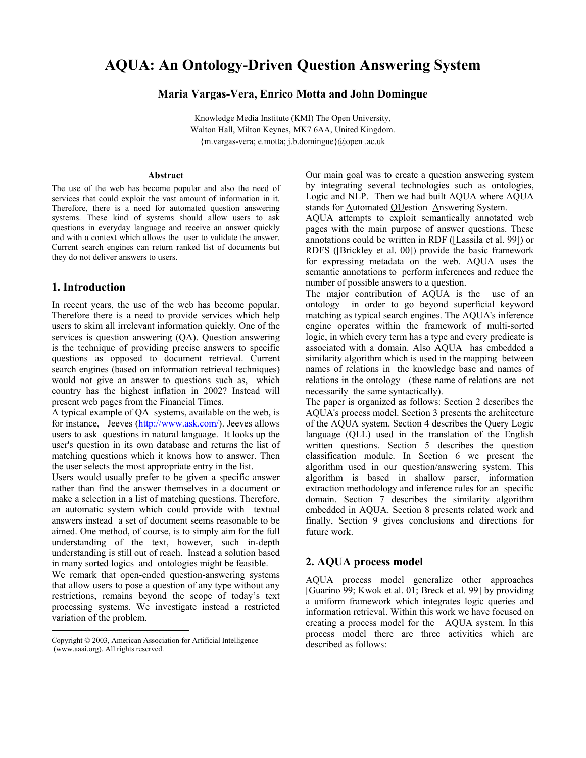# AQUA: An Ontology-Driven Question Answering System

**Maria Vargas-Vera, Enrico Motta and John Domingue**

Knowledge Media Institute (KMI) The Open University,
Walton Hall, Milton Keynes, MK7 6AA, United Kingdom.
{m.vargas-vera; e.motta; j.b.domingue}@open .ac.uk

### Abstract

The use of the web has become popular and also the need of services that could exploit the vast amount of information in it. Therefore, there is a need for automated question answering systems. These kind of systems should allow users to ask questions in everyday language and receive an answer quickly and with a context which allows the user to validate the answer. Current search engines can return ranked list of documents but they do not deliver answers to users.

## 1. Introduction

In recent years, the use of the web has become popular. Therefore there is a need to provide services which help users to skim all irrelevant information quickly. One of the services is question answering (QA). Question answering is the technique of providing precise answers to specific questions as opposed to document retrieval. Current search engines (based on information retrieval techniques) would not give an answer to questions such as, which country has the highest inflation in 2002? Instead will present web pages from the Financial Times.

A typical example of QA systems, available on the web, is for instance, Jeeves (http://www.ask.com/). Jeeves allows users to ask questions in natural language. It looks up the user's question in its own database and returns the list of matching questions which it knows how to answer. Then the user selects the most appropriate entry in the list.

Users would usually prefer to be given a specific answer rather than find the answer themselves in a document or make a selection in a list of matching questions. Therefore, an automatic system which could provide with textual answers instead a set of document seems reasonable to be aimed. One method, of course, is to simply aim for the full understanding of the text, however, such in-depth understanding is still out of reach. Instead a solution based in many sorted logics and ontologies might be feasible.

We remark that open-ended question-answering systems that allow users to pose a question of any type without any restrictions, remains beyond the scope of today's text processing systems. We investigate instead a restricted variation of the problem.

Copyright © 2003, American Association for Artificial Intelligence (www.aaai.org). All rights reserved.

Our main goal was to create a question answering system by integrating several technologies such as ontologies, Logic and NLP. Then we had built AQUA where AQUA stands for Automated QUestion Answering System.

AQUA attempts to exploit semantically annotated web pages with the main purpose of answer questions. These annotations could be written in RDF ([Lassila et al. 99]) or RDFS ([Brickley et al. 00]) provide the basic framework for expressing metadata on the web. AQUA uses the semantic annotations to perform inferences and reduce the number of possible answers to a question.

The major contribution of AQUA is the use of an ontology in order to go beyond superficial keyword matching as typical search engines. The AQUA's inference engine operates within the framework of multi-sorted logic, in which every term has a type and every predicate is associated with a domain. Also AQUA has embedded a similarity algorithm which is used in the mapping between names of relations in the knowledge base and names of relations in the ontology (these name of relations are not necessarily the same syntactically).

The paper is organized as follows: Section 2 describes the AQUA's process model. Section 3 presents the architecture of the AQUA system. Section 4 describes the Query Logic language (QLL) used in the translation of the English written questions. Section 5 describes the question classification module. In Section 6 we present the algorithm used in our question/answering system. This algorithm is based in shallow parser, information extraction methodology and inference rules for an specific domain. Section 7 describes the similarity algorithm embedded in AQUA. Section 8 presents related work and finally, Section 9 gives conclusions and directions for future work.

## 2. AQUA process model

AQUA process model generalize other approaches [Guarino 99; Kwok et al. 01; Breck et al. 99] by providing a uniform framework which integrates logic queries and information retrieval. Within this work we have focused on creating a process model for the AQUA system. In this process model there are three activities which are described as follows: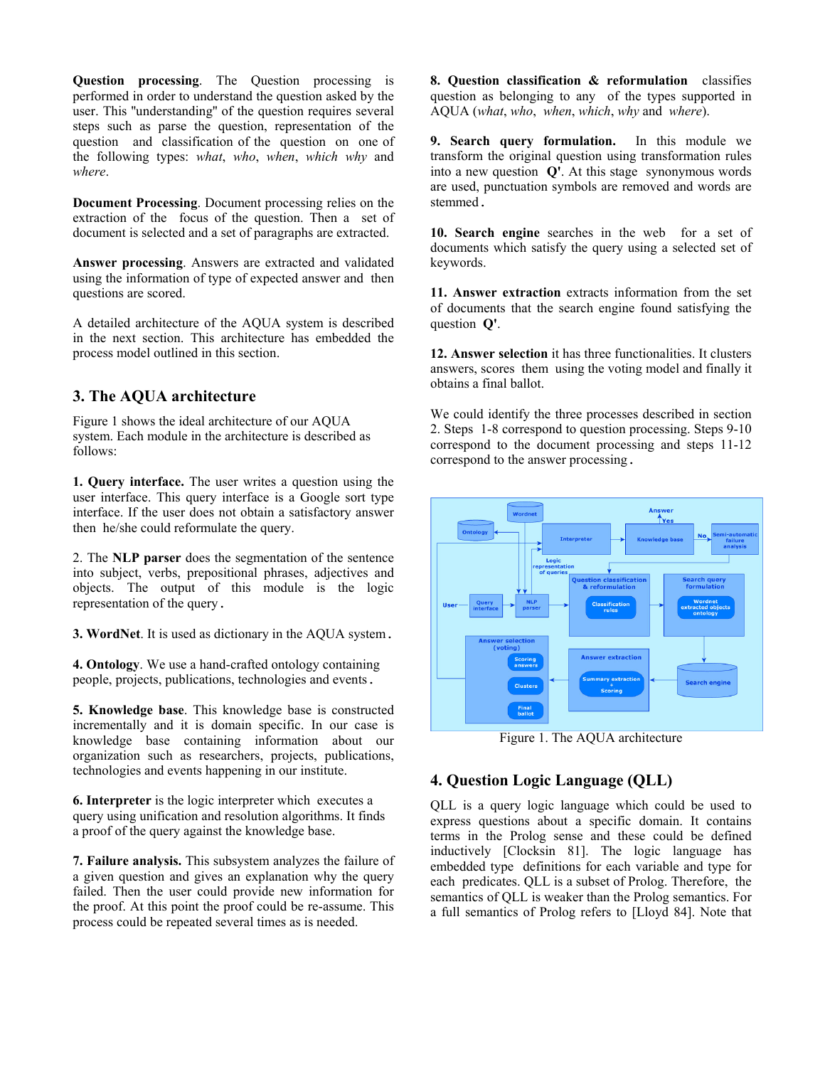**Question processing**. The Question processing is performed in order to understand the question asked by the user. This "understanding" of the question requires several steps such as parse the question, representation of the question and classification of the question on one of the following types: *what*, *who*, *when*, *which why* and *where*.

**Document Processing**. Document processing relies on the extraction of the focus of the question. Then a set of document is selected and a set of paragraphs are extracted.

**Answer processing**. Answers are extracted and validated using the information of type of expected answer and then questions are scored.

A detailed architecture of the AQUA system is described in the next section. This architecture has embedded the process model outlined in this section.

## 3. The AQUA architecture

Figure 1 shows the ideal architecture of our AQUA system. Each module in the architecture is described as follows:

**1. Query interface.** The user writes a question using the user interface. This query interface is a Google sort type interface. If the user does not obtain a satisfactory answer then he/she could reformulate the query.

2. The **NLP parser** does the segmentation of the sentence into subject, verbs, prepositional phrases, adjectives and objects. The output of this module is the logic representation of the query.

**3. WordNet**. It is used as dictionary in the AQUA system.

**4. Ontology**. We use a hand-crafted ontology containing people, projects, publications, technologies and events.

**5. Knowledge base**. This knowledge base is constructed incrementally and it is domain specific. In our case is knowledge base containing information about our organization such as researchers, projects, publications, technologies and events happening in our institute.

**6. Interpreter** is the logic interpreter which executes a query using unification and resolution algorithms. It finds a proof of the query against the knowledge base.

**7. Failure analysis.** This subsystem analyzes the failure of a given question and gives an explanation why the query failed. Then the user could provide new information for the proof. At this point the proof could be re-assume. This process could be repeated several times as is needed.

**8. Question classification & reformulation** classifies question as belonging to any of the types supported in AQUA (*what*, *who*, *when*, *which*, *why* and *where*).

**9. Search query formulation.** In this module we transform the original question using transformation rules into a new question **Q'**. At this stage synonymous words are used, punctuation symbols are removed and words are stemmed.

**10. Search engine** searches in the web for a set of documents which satisfy the query using a selected set of keywords.

**11. Answer extraction** extracts information from the set of documents that the search engine found satisfying the question **Q'**.

**12. Answer selection** it has three functionalities. It clusters answers, scores them using the voting model and finally it obtains a final ballot.

We could identify the three processes described in section 2. Steps 1-8 correspond to question processing. Steps 9-10 correspond to the document processing and steps 11-12 correspond to the answer processing.

Figure 1. The AQUA architecture

## 4. Question Logic Language (QLL)

QLL is a query logic language which could be used to express questions about a specific domain. It contains terms in the Prolog sense and these could be defined inductively [Clocksin 81]. The logic language has embedded type definitions for each variable and type for each predicates. QLL is a subset of Prolog. Therefore, the semantics of QLL is weaker than the Prolog semantics. For a full semantics of Prolog refers to [Lloyd 84]. Note that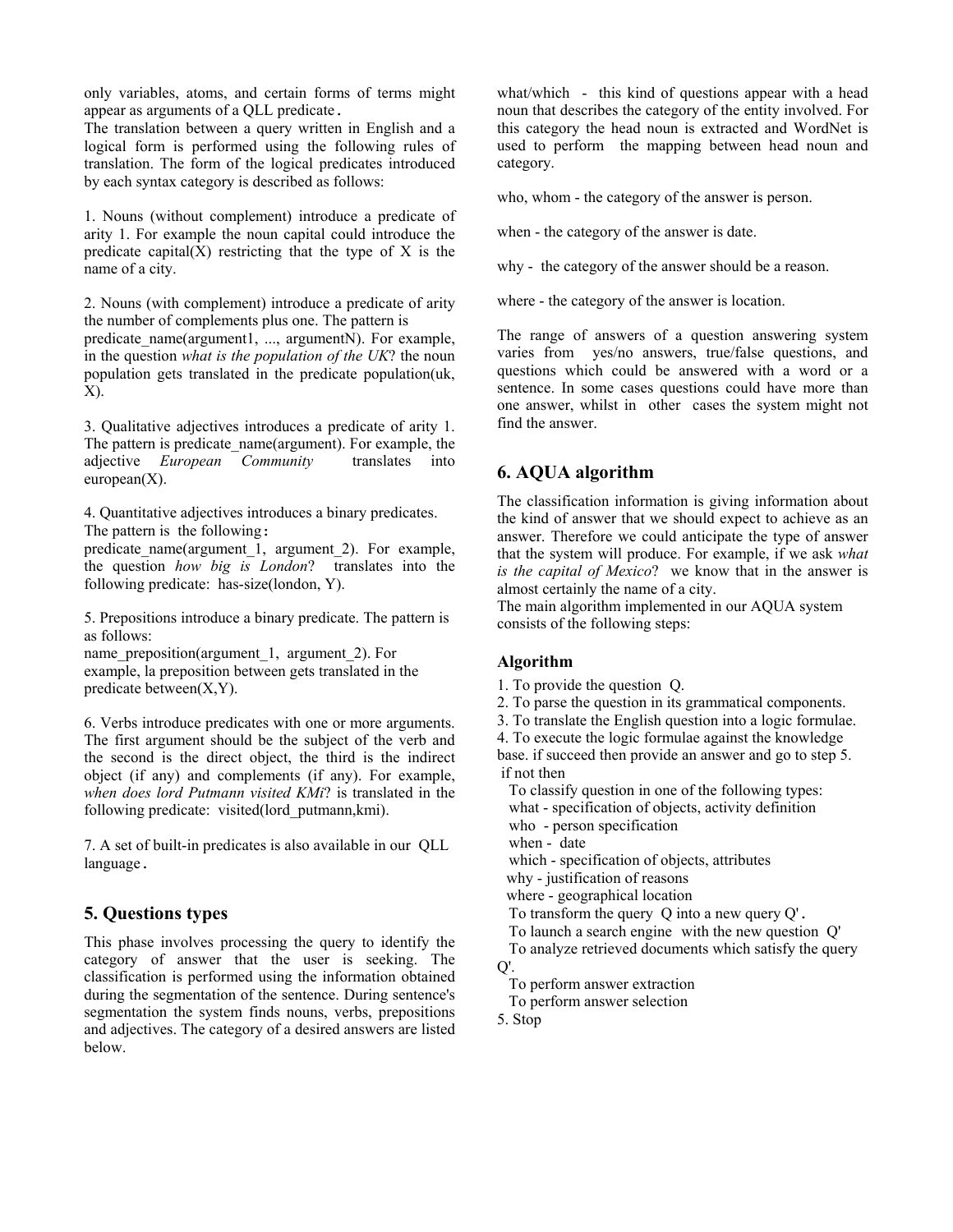only variables, atoms, and certain forms of terms might appear as arguments of a QLL predicate.

The translation between a query written in English and a logical form is performed using the following rules of translation. The form of the logical predicates introduced by each syntax category is described as follows:

1. Nouns (without complement) introduce a predicate of arity 1. For example the noun capital could introduce the predicate capital(X) restricting that the type of X is the name of a city.

2. Nouns (with complement) introduce a predicate of arity the number of complements plus one. The pattern is predicate_name(argument1, ..., argumentN). For example, in the question *what is the population of the UK*? the noun population gets translated in the predicate population(uk, X).

3. Qualitative adjectives introduces a predicate of arity 1. The pattern is predicate_name(argument). For example, the adjective *European Community* translates into european(X).

4. Quantitative adjectives introduces a binary predicates. The pattern is the following:
predicate_name(argument_1, argument_2). For example, the question *how big is London*? translates into the following predicate: has-size(london, Y).

5. Prepositions introduce a binary predicate. The pattern is as follows:
name_preposition(argument_1, argument_2). For example, la preposition between gets translated in the predicate between(X,Y).

6. Verbs introduce predicates with one or more arguments. The first argument should be the subject of the verb and the second is the direct object, the third is the indirect object (if any) and complements (if any). For example, *when does lord Putmann visited KMi*? is translated in the following predicate: visited(lord_putmann,kmi).

7. A set of built-in predicates is also available in our QLL language.

## 5. Questions types

This phase involves processing the query to identify the category of answer that the user is seeking. The classification is performed using the information obtained during the segmentation of the sentence. During sentence's segmentation the system finds nouns, verbs, prepositions and adjectives. The category of a desired answers are listed below.

what/which - this kind of questions appear with a head noun that describes the category of the entity involved. For this category the head noun is extracted and WordNet is used to perform the mapping between head noun and category.

who, whom - the category of the answer is person.

when - the category of the answer is date.

why - the category of the answer should be a reason.

where - the category of the answer is location.

The range of answers of a question answering system varies from yes/no answers, true/false questions, and questions which could be answered with a word or a sentence. In some cases questions could have more than one answer, whilst in other cases the system might not find the answer.

## 6. AQUA algorithm

The classification information is giving information about the kind of answer that we should expect to achieve as an answer. Therefore we could anticipate the type of answer that the system will produce. For example, if we ask *what is the capital of Mexico*? we know that in the answer is almost certainly the name of a city.

The main algorithm implemented in our AQUA system consists of the following steps:

### Algorithm

1. To provide the question Q.
2. To parse the question in its grammatical components.
3. To translate the English question into a logic formulae.
4. To execute the logic formulae against the knowledge base. if succeed then provide an answer and go to step 5. if not then
   - To classify question in one of the following types:
     - what - specification of objects, activity definition
     - who - person specification
     - when - date
     - which - specification of objects, attributes
     - why - justification of reasons
     - where - geographical location
   - To transform the query Q into a new query Q'.
   - To launch a search engine with the new question Q'
   - To analyze retrieved documents which satisfy the query Q'.
   - To perform answer extraction
   - To perform answer selection
5. Stop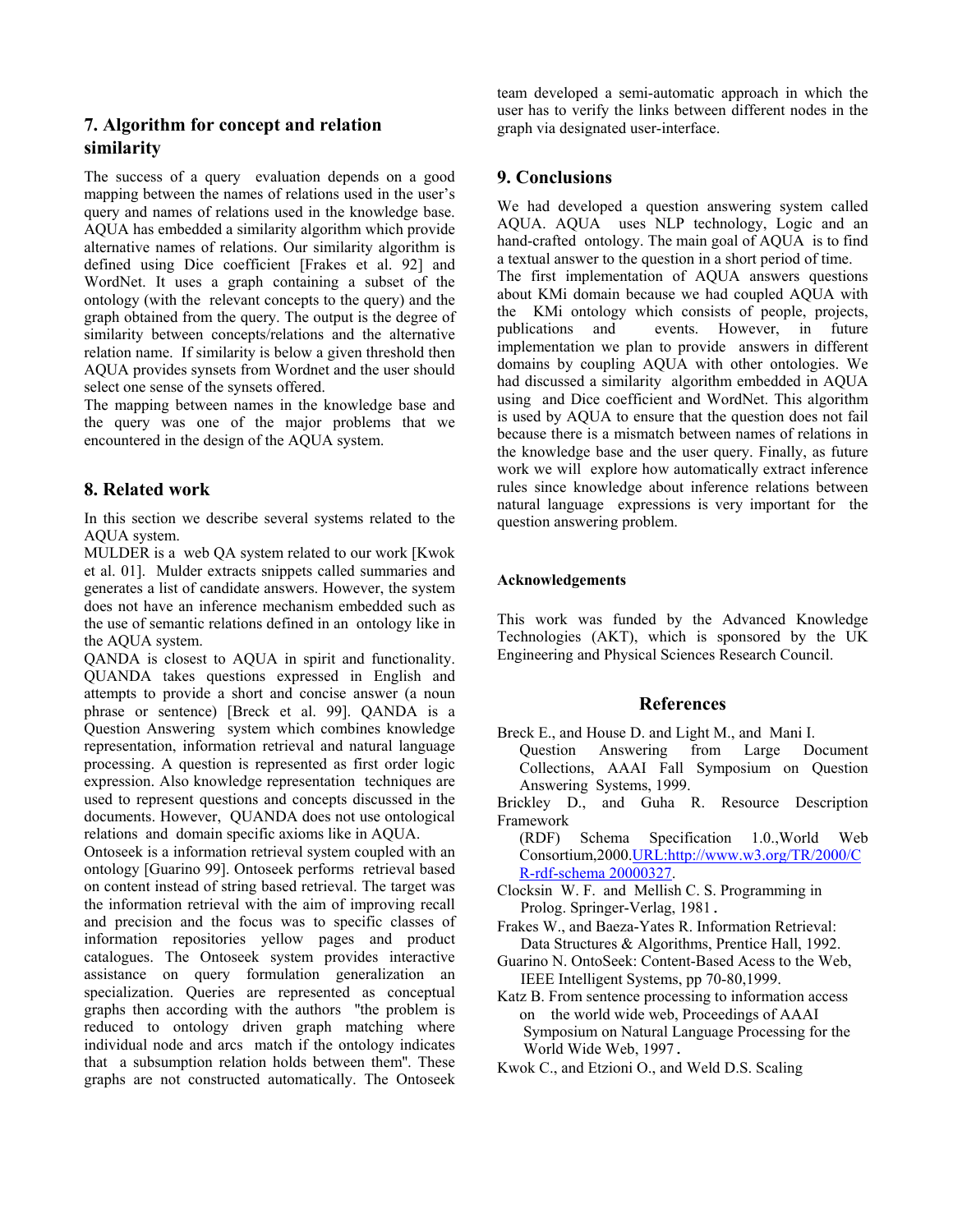## 7. Algorithm for concept and relation similarity

The success of a query evaluation depends on a good mapping between the names of relations used in the user's query and names of relations used in the knowledge base. AQUA has embedded a similarity algorithm which provide alternative names of relations. Our similarity algorithm is defined using Dice coefficient [Frakes et al. 92] and WordNet. It uses a graph containing a subset of the ontology (with the relevant concepts to the query) and the graph obtained from the query. The output is the degree of similarity between concepts/relations and the alternative relation name. If similarity is below a given threshold then AQUA provides synsets from Wordnet and the user should select one sense of the synsets offered.

The mapping between names in the knowledge base and the query was one of the major problems that we encountered in the design of the AQUA system.

## 8. Related work

In this section we describe several systems related to the AQUA system.

MULDER is a web QA system related to our work [Kwok et al. 01]. Mulder extracts snippets called summaries and generates a list of candidate answers. However, the system does not have an inference mechanism embedded such as the use of semantic relations defined in an ontology like in the AQUA system.

QANDA is closest to AQUA in spirit and functionality. QUANDA takes questions expressed in English and attempts to provide a short and concise answer (a noun phrase or sentence) [Breck et al. 99]. QANDA is a Question Answering system which combines knowledge representation, information retrieval and natural language processing. A question is represented as first order logic expression. Also knowledge representation techniques are used to represent questions and concepts discussed in the documents. However, QUANDA does not use ontological relations and domain specific axioms like in AQUA.

Ontoseek is a information retrieval system coupled with an ontology [Guarino 99]. Ontoseek performs retrieval based on content instead of string based retrieval. The target was the information retrieval with the aim of improving recall and precision and the focus was to specific classes of information repositories yellow pages and product catalogues. The Ontoseek system provides interactive assistance on query formulation generalization an specialization. Queries are represented as conceptual graphs then according with the authors "the problem is reduced to ontology driven graph matching where individual node and arcs match if the ontology indicates that a subsumption relation holds between them". These graphs are not constructed automatically. The Ontoseek team developed a semi-automatic approach in which the user has to verify the links between different nodes in the graph via designated user-interface.

## 9. Conclusions

We had developed a question answering system called AQUA. AQUA uses NLP technology, Logic and an hand-crafted ontology. The main goal of AQUA is to find a textual answer to the question in a short period of time.

The first implementation of AQUA answers questions about KMi domain because we had coupled AQUA with the KMi ontology which consists of people, projects, publications and events. However, in future implementation we plan to provide answers in different domains by coupling AQUA with other ontologies. We had discussed a similarity algorithm embedded in AQUA using and Dice coefficient and WordNet. This algorithm is used by AQUA to ensure that the question does not fail because there is a mismatch between names of relations in the knowledge base and the user query. Finally, as future work we will explore how automatically extract inference rules since knowledge about inference relations between natural language expressions is very important for the question answering problem.

#### Acknowledgements

This work was funded by the Advanced Knowledge Technologies (AKT), which is sponsored by the UK Engineering and Physical Sciences Research Council.

## References

Breck E., and House D. and Light M., and Mani I. Question Answering from Large Document Collections, AAAI Fall Symposium on Question Answering Systems, 1999.

Brickley D., and Guha R. Resource Description Framework (RDF) Schema Specification 1.0.,World Web Consortium,2000.URL:http://www.w3.org/TR/2000/CR-rdf-schema 20000327.

Clocksin W. F. and Mellish C. S. Programming in Prolog. Springer-Verlag, 1981.

Frakes W., and Baeza-Yates R. Information Retrieval: Data Structures & Algorithms, Prentice Hall, 1992.

Guarino N. OntoSeek: Content-Based Acess to the Web, IEEE Intelligent Systems, pp 70-80,1999.

Katz B. From sentence processing to information access on the world wide web, Proceedings of AAAI Symposium on Natural Language Processing for the World Wide Web, 1997.

Kwok C., and Etzioni O., and Weld D.S. Scaling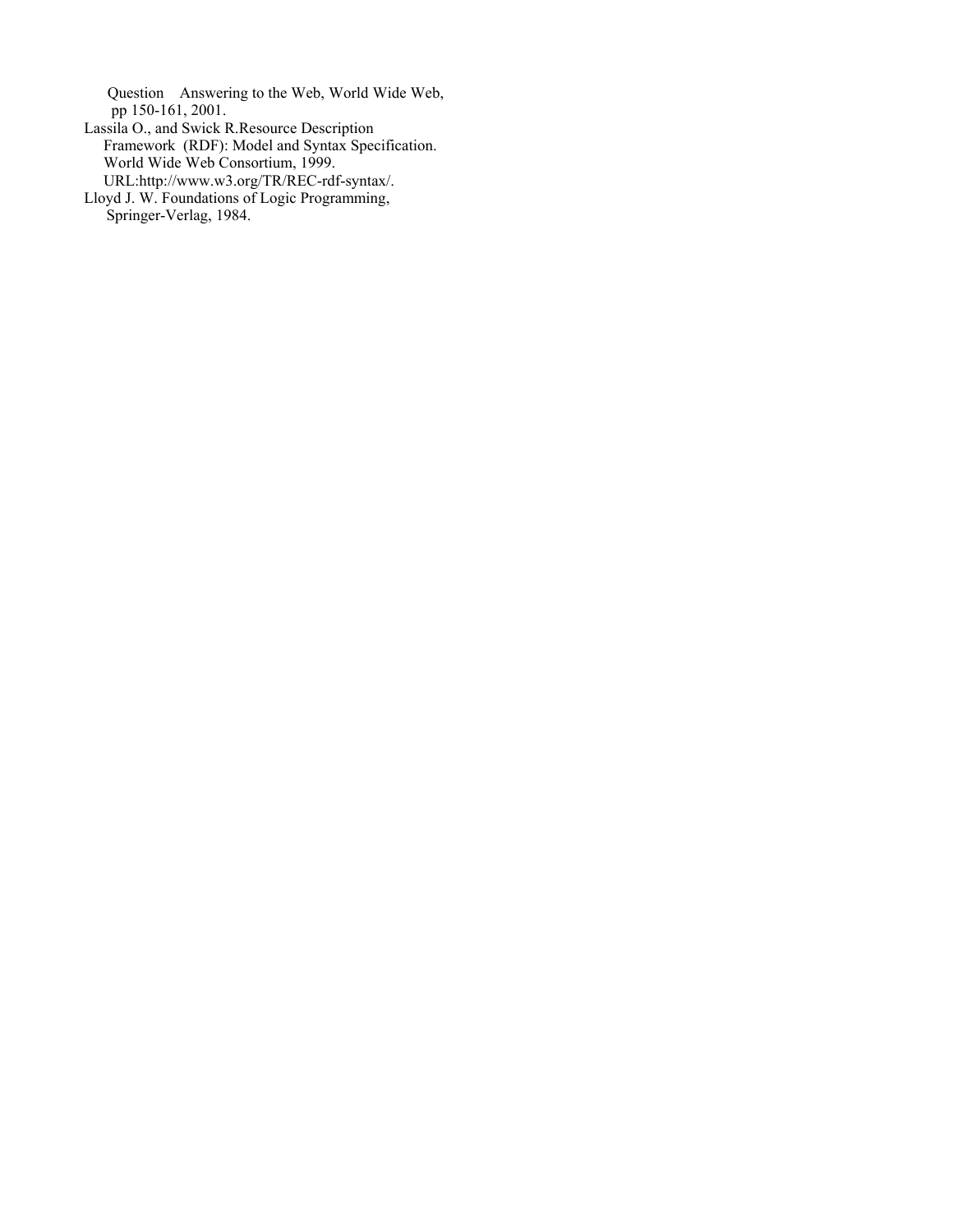Question Answering to the Web, World Wide Web, pp 150-161, 2001.

Lassila O., and Swick R.Resource Description Framework (RDF): Model and Syntax Specification. World Wide Web Consortium, 1999. URL:http://www.w3.org/TR/REC-rdf-syntax/.

Lloyd J. W. Foundations of Logic Programming, Springer-Verlag, 1984.